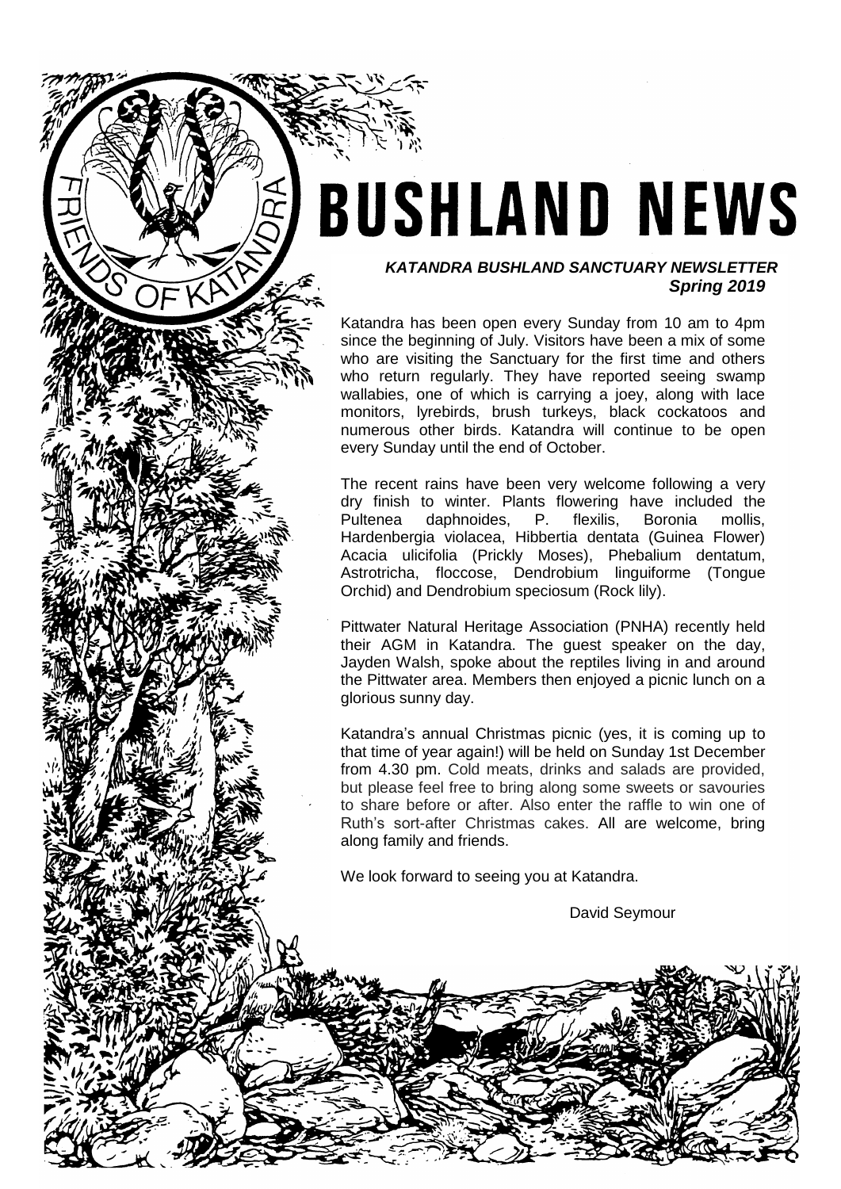# BUSHLAND NEWS

***KATANDRA BUSHLAND SANCTUARY NEWSLETTER***
***Spring 2019***

Katandra has been open every Sunday from 10 am to 4pm since the beginning of July. Visitors have been a mix of some who are visiting the Sanctuary for the first time and others who return regularly. They have reported seeing swamp wallabies, one of which is carrying a joey, along with lace monitors, lyrebirds, brush turkeys, black cockatoos and numerous other birds. Katandra will continue to be open every Sunday until the end of October.

The recent rains have been very welcome following a very dry finish to winter. Plants flowering have included the Pultenea daphnoides, P. flexilis, Boronia mollis, Hardenbergia violacea, Hibbertia dentata (Guinea Flower) Acacia ulicifolia (Prickly Moses), Phebalium dentatum, Astrotricha, floccose, Dendrobium linguiforme (Tongue Orchid) and Dendrobium speciosum (Rock lily).

Pittwater Natural Heritage Association (PNHA) recently held their AGM in Katandra. The guest speaker on the day, Jayden Walsh, spoke about the reptiles living in and around the Pittwater area. Members then enjoyed a picnic lunch on a glorious sunny day.

Katandra's annual Christmas picnic (yes, it is coming up to that time of year again!) will be held on Sunday 1st December from 4.30 pm. Cold meats, drinks and salads are provided, but please feel free to bring along some sweets or savouries to share before or after. Also enter the raffle to win one of Ruth's sort-after Christmas cakes. All are welcome, bring along family and friends.

We look forward to seeing you at Katandra.

David Seymour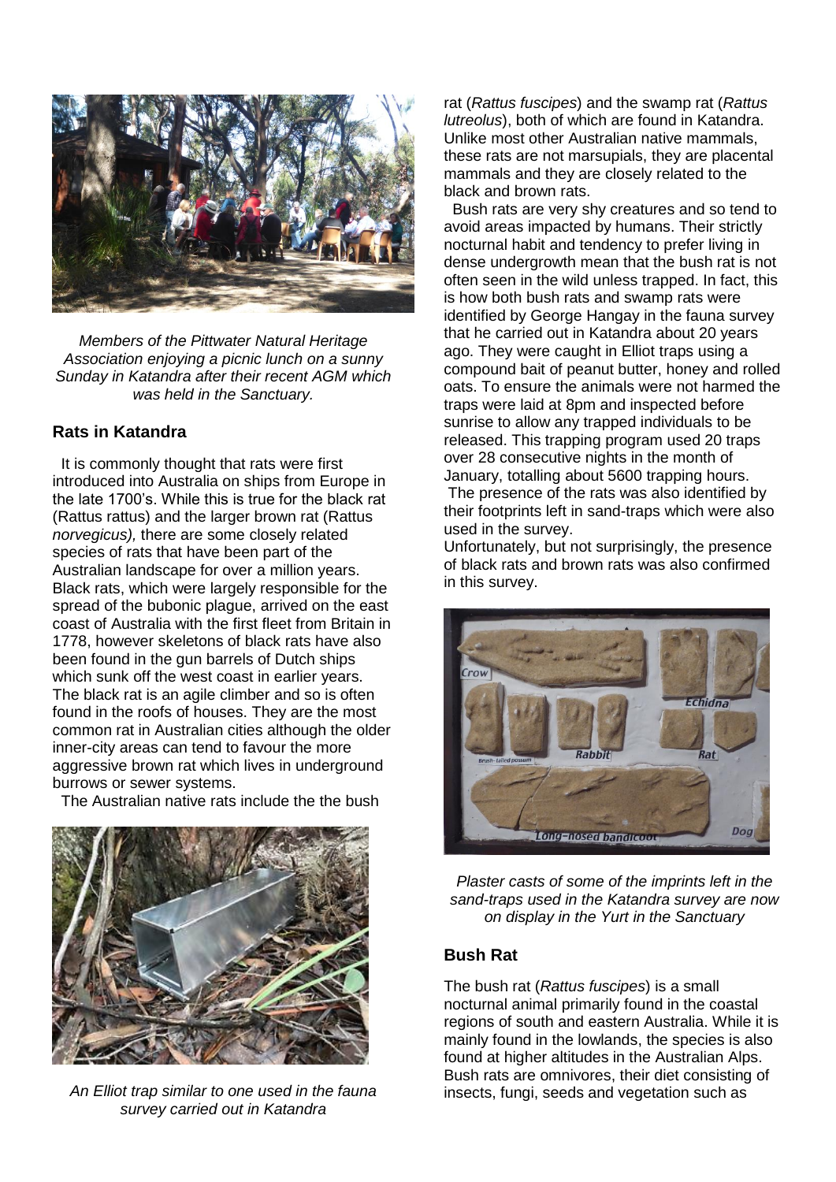*Members of the Pittwater Natural Heritage Association enjoying a picnic lunch on a sunny Sunday in Katandra after their recent AGM which was held in the Sanctuary.*

## Rats in Katandra

It is commonly thought that rats were first introduced into Australia on ships from Europe in the late 1700's. While this is true for the black rat (Rattus rattus) and the larger brown rat (Rattus *norvegicus),* there are some closely related species of rats that have been part of the Australian landscape for over a million years. Black rats, which were largely responsible for the spread of the bubonic plague, arrived on the east coast of Australia with the first fleet from Britain in 1778, however skeletons of black rats have also been found in the gun barrels of Dutch ships which sunk off the west coast in earlier years. The black rat is an agile climber and so is often found in the roofs of houses. They are the most common rat in Australian cities although the older inner-city areas can tend to favour the more aggressive brown rat which lives in underground burrows or sewer systems.

The Australian native rats include the the bush rat (*Rattus fuscipes*) and the swamp rat (*Rattus lutreolus*), both of which are found in Katandra. Unlike most other Australian native mammals, these rats are not marsupials, they are placental mammals and they are closely related to the black and brown rats.

Bush rats are very shy creatures and so tend to avoid areas impacted by humans. Their strictly nocturnal habit and tendency to prefer living in dense undergrowth mean that the bush rat is not often seen in the wild unless trapped. In fact, this is how both bush rats and swamp rats were identified by George Hangay in the fauna survey that he carried out in Katandra about 20 years ago. They were caught in Elliot traps using a compound bait of peanut butter, honey and rolled oats. To ensure the animals were not harmed the traps were laid at 8pm and inspected before sunrise to allow any trapped individuals to be released. This trapping program used 20 traps over 28 consecutive nights in the month of January, totalling about 5600 trapping hours.

The presence of the rats was also identified by their footprints left in sand-traps which were also used in the survey.

Unfortunately, but not surprisingly, the presence of black rats and brown rats was also confirmed in this survey.

*An Elliot trap similar to one used in the fauna survey carried out in Katandra*

*Plaster casts of some of the imprints left in the sand-traps used in the Katandra survey are now on display in the Yurt in the Sanctuary*

## Bush Rat

The bush rat (*Rattus fuscipes*) is a small nocturnal animal primarily found in the coastal regions of south and eastern Australia. While it is mainly found in the lowlands, the species is also found at higher altitudes in the Australian Alps. Bush rats are omnivores, their diet consisting of insects, fungi, seeds and vegetation such as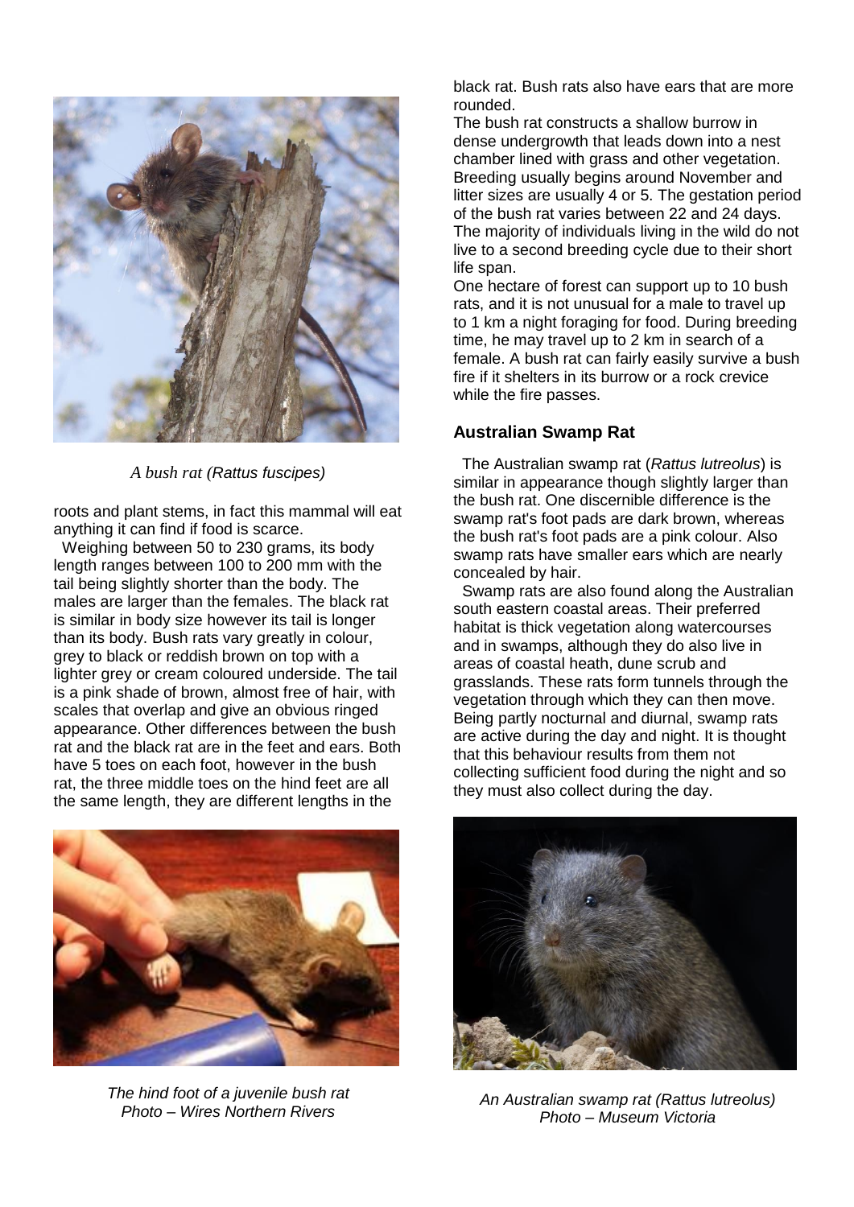*A bush rat (Rattus fuscipes)*

roots and plant stems, in fact this mammal will eat anything it can find if food is scarce.

Weighing between 50 to 230 grams, its body length ranges between 100 to 200 mm with the tail being slightly shorter than the body. The males are larger than the females. The black rat is similar in body size however its tail is longer than its body. Bush rats vary greatly in colour, grey to black or reddish brown on top with a lighter grey or cream coloured underside. The tail is a pink shade of brown, almost free of hair, with scales that overlap and give an obvious ringed appearance. Other differences between the bush rat and the black rat are in the feet and ears. Both have 5 toes on each foot, however in the bush rat, the three middle toes on the hind feet are all the same length, they are different lengths in the black rat. Bush rats also have ears that are more rounded.

*The hind foot of a juvenile bush rat*
*Photo – Wires Northern Rivers*

The bush rat constructs a shallow burrow in dense undergrowth that leads down into a nest chamber lined with grass and other vegetation. Breeding usually begins around November and litter sizes are usually 4 or 5. The gestation period of the bush rat varies between 22 and 24 days. The majority of individuals living in the wild do not live to a second breeding cycle due to their short life span.

One hectare of forest can support up to 10 bush rats, and it is not unusual for a male to travel up to 1 km a night foraging for food. During breeding time, he may travel up to 2 km in search of a female. A bush rat can fairly easily survive a bush fire if it shelters in its burrow or a rock crevice while the fire passes.

## Australian Swamp Rat

The Australian swamp rat (*Rattus lutreolus*) is similar in appearance though slightly larger than the bush rat. One discernible difference is the swamp rat's foot pads are dark brown, whereas the bush rat's foot pads are a pink colour. Also swamp rats have smaller ears which are nearly concealed by hair.

Swamp rats are also found along the Australian south eastern coastal areas. Their preferred habitat is thick vegetation along watercourses and in swamps, although they do also live in areas of coastal heath, dune scrub and grasslands. These rats form tunnels through the vegetation through which they can then move. Being partly nocturnal and diurnal, swamp rats are active during the day and night. It is thought that this behaviour results from them not collecting sufficient food during the night and so they must also collect during the day.

*An Australian swamp rat (Rattus lutreolus)*
*Photo – Museum Victoria*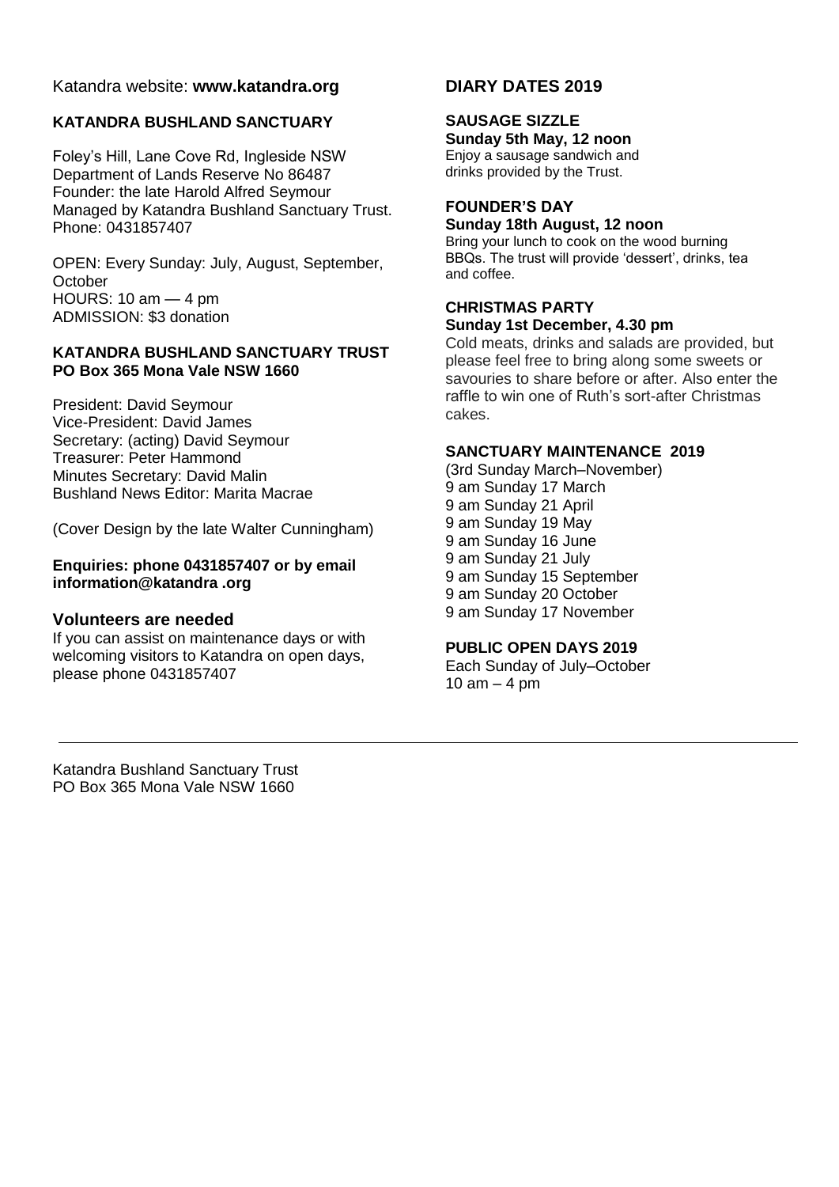Katandra website: **www.katandra.org**

### KATANDRA BUSHLAND SANCTUARY

Foley's Hill, Lane Cove Rd, Ingleside NSW
Department of Lands Reserve No 86487
Founder: the late Harold Alfred Seymour
Managed by Katandra Bushland Sanctuary Trust.
Phone: 0431857407

OPEN: Every Sunday: July, August, September, October
HOURS: 10 am — 4 pm
ADMISSION: $3 donation

### KATANDRA BUSHLAND SANCTUARY TRUST
**PO Box 365 Mona Vale NSW 1660**

President: David Seymour
Vice-President: David James
Secretary: (acting) David Seymour
Treasurer: Peter Hammond
Minutes Secretary: David Malin
Bushland News Editor: Marita Macrae

(Cover Design by the late Walter Cunningham)

**Enquiries: phone 0431857407 or by email information@katandra .org**

### Volunteers are needed

If you can assist on maintenance days or with welcoming visitors to Katandra on open days, please phone 0431857407

## DIARY DATES 2019

### SAUSAGE SIZZLE
**Sunday 5th May, 12 noon**
Enjoy a sausage sandwich and drinks provided by the Trust.

### FOUNDER'S DAY
**Sunday 18th August, 12 noon**
Bring your lunch to cook on the wood burning BBQs. The trust will provide 'dessert', drinks, tea and coffee.

### CHRISTMAS PARTY
**Sunday 1st December, 4.30 pm**
Cold meats, drinks and salads are provided, but please feel free to bring along some sweets or savouries to share before or after. Also enter the raffle to win one of Ruth's sort-after Christmas cakes.

### SANCTUARY MAINTENANCE 2019
(3rd Sunday March–November)
9 am Sunday 17 March
9 am Sunday 21 April
9 am Sunday 19 May
9 am Sunday 16 June
9 am Sunday 21 July
9 am Sunday 15 September
9 am Sunday 20 October
9 am Sunday 17 November

### PUBLIC OPEN DAYS 2019
Each Sunday of July–October
10 am – 4 pm

---

Katandra Bushland Sanctuary Trust
PO Box 365 Mona Vale NSW 1660